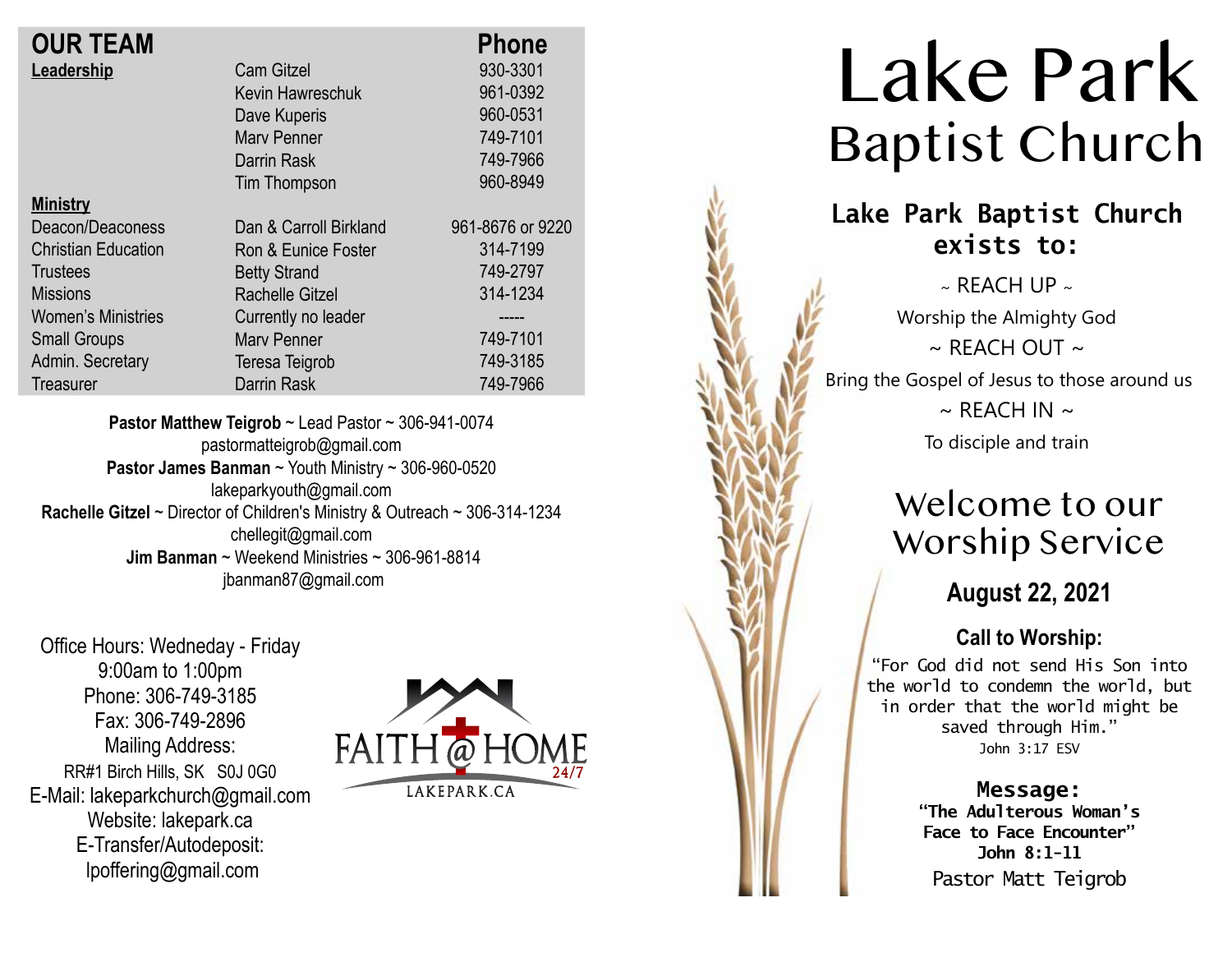## OUR TEAM

| | | Phone |
|---|---|---|
| **Leadership** | Cam Gitzel | 930-3301 |
| | Kevin Hawreschuk | 961-0392 |
| | Dave Kuperis | 960-0531 |
| | Marv Penner | 749-7101 |
| | Darrin Rask | 749-7966 |
| | Tim Thompson | 960-8949 |
| **Ministry** | | |
| Deacon/Deaconess | Dan & Carroll Birkland | 961-8676 or 9220 |
| Christian Education | Ron & Eunice Foster | 314-7199 |
| Trustees | Betty Strand | 749-2797 |
| Missions | Rachelle Gitzel | 314-1234 |
| Women's Ministries | Currently no leader | ----- |
| Small Groups | Marv Penner | 749-7101 |
| Admin. Secretary | Teresa Teigrob | 749-3185 |
| Treasurer | Darrin Rask | 749-7966 |

**Pastor Matthew Teigrob** ~ Lead Pastor ~ 306-941-0074
pastormatteigrob@gmail.com
**Pastor James Banman** ~ Youth Ministry ~ 306-960-0520
lakeparkyouth@gmail.com
**Rachelle Gitzel** ~ Director of Children's Ministry & Outreach ~ 306-314-1234
chellegit@gmail.com
**Jim Banman** ~ Weekend Ministries ~ 306-961-8814
jbanman87@gmail.com

Office Hours: Wedneday - Friday
9:00am to 1:00pm
Phone: 306-749-3185
Fax: 306-749-2896
Mailing Address:
RR#1 Birch Hills, SK S0J 0G0
E-Mail: lakeparkchurch@gmail.com
Website: lakepark.ca
E-Transfer/Autodeposit:
lpoffering@gmail.com

FAITH @ HOME 24/7
LAKEPARK.CA

# Lake Park Baptist Church

**Lake Park Baptist Church exists to:**

~ REACH UP ~
Worship the Almighty God
~ REACH OUT ~
Bring the Gospel of Jesus to those around us
~ REACH IN ~
To disciple and train

## Welcome to our Worship Service

### August 22, 2021

**Call to Worship:**

"For God did not send His Son into the world to condemn the world, but in order that the world might be saved through Him."
John 3:17 ESV

**Message:**
**"The Adulterous Woman's Face to Face Encounter"**
**John 8:1-11**
Pastor Matt Teigrob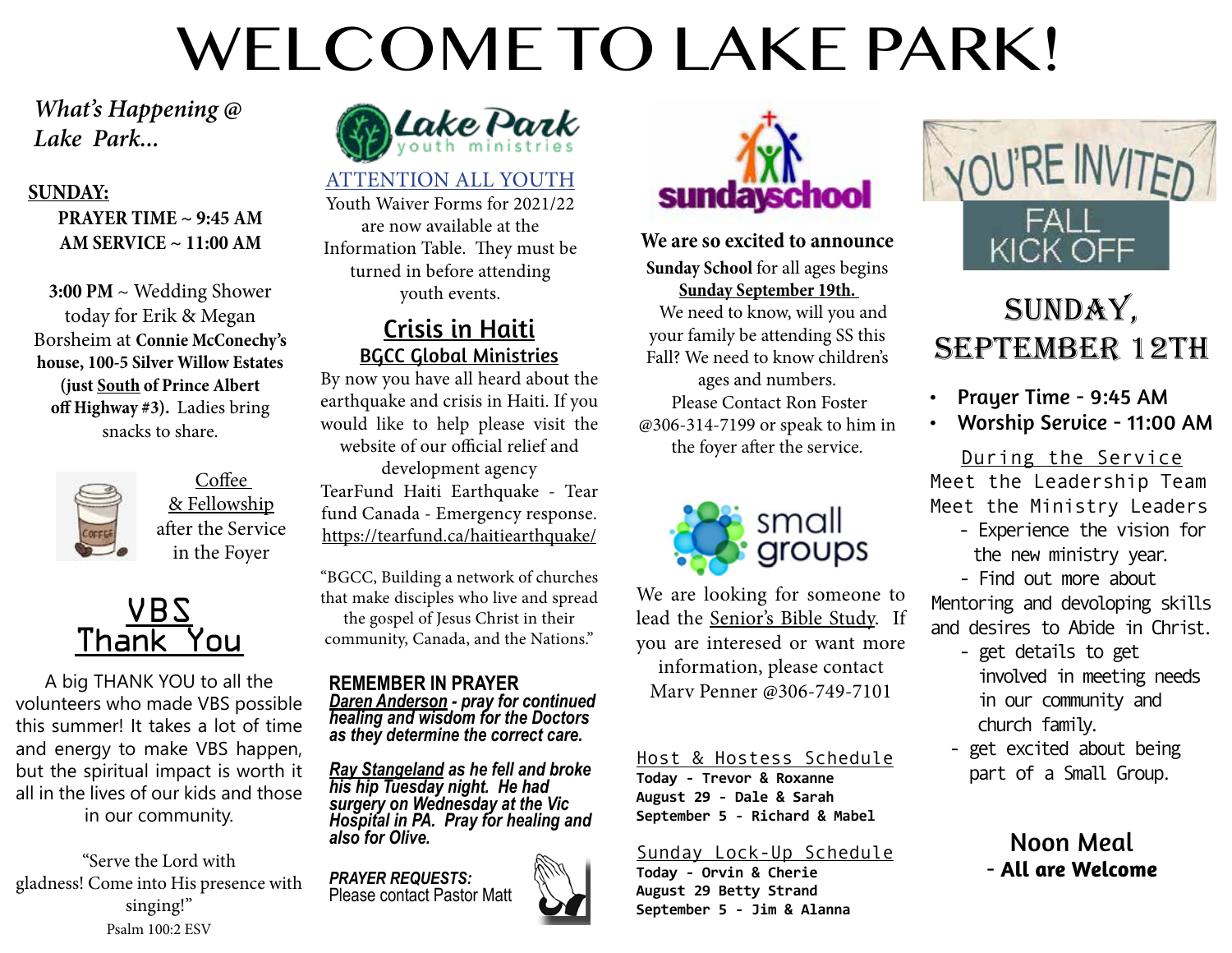# WELCOME TO LAKE PARK!

*What's Happening @ Lake Park...*

**SUNDAY:**

**PRAYER TIME ~ 9:45 AM**
**AM SERVICE ~ 11:00 AM**

**3:00 PM** ~ Wedding Shower today for Erik & Megan Borsheim at **Connie McConechy's house, 100-5 Silver Willow Estates (just South of Prince Albert off Highway #3).** Ladies bring snacks to share.

Coffee & Fellowship after the Service in the Foyer

## VBS Thank You

A big THANK YOU to all the volunteers who made VBS possible this summer! It takes a lot of time and energy to make VBS happen, but the spiritual impact is worth it all in the lives of our kids and those in our community.

"Serve the Lord with gladness! Come into His presence with singing!"
Psalm 100:2 ESV

Lake Park youth ministries

ATTENTION ALL YOUTH

Youth Waiver Forms for 2021/22 are now available at the Information Table. They must be turned in before attending youth events.

## Crisis in Haiti

### BGCC Global Ministries

By now you have all heard about the earthquake and crisis in Haiti. If you would like to help please visit the website of our official relief and development agency TearFund Haiti Earthquake - Tear fund Canada - Emergency response. https://tearfund.ca/haitiearthquake/

"BGCC, Building a network of churches that make disciples who live and spread the gospel of Jesus Christ in their community, Canada, and the Nations."

**REMEMBER IN PRAYER**

***Daren Anderson - pray for continued healing and wisdom for the Doctors as they determine the correct care.***

***Ray Stangeland as he fell and broke his hip Tuesday night. He had surgery on Wednesday at the Vic Hospital in PA. Pray for healing and also for Olive.***

***PRAYER REQUESTS:***
Please contact Pastor Matt

sundayschool

**We are so excited to announce**
**Sunday School** for all ages begins **Sunday September 19th.**
We need to know, will you and your family be attending SS this Fall? We need to know children's ages and numbers.
Please Contact Ron Foster @306-314-7199 or speak to him in the foyer after the service.

small groups

We are looking for someone to lead the Senior's Bible Study. If you are interested or want more information, please contact Marv Penner @306-749-7101

Host & Hostess Schedule
**Today - Trevor & Roxanne**
**August 29 - Dale & Sarah**
**September 5 - Richard & Mabel**

Sunday Lock-Up Schedule
**Today - Orvin & Cherie**
**August 29 Betty Strand**
**September 5 - Jim & Alanna**

YOU'RE INVITED
FALL KICK OFF

## SUNDAY, SEPTEMBER 12TH

- **Prayer Time - 9:45 AM**
- **Worship Service - 11:00 AM**

During the Service
Meet the Leadership Team
Meet the Ministry Leaders
- Experience the vision for the new ministry year.
- Find out more about Mentoring and devoloping skills and desires to Abide in Christ.
- get details to get involved in meeting needs in our community and church family.
- get excited about being part of a Small Group.

**Noon Meal**
**- All are Welcome**